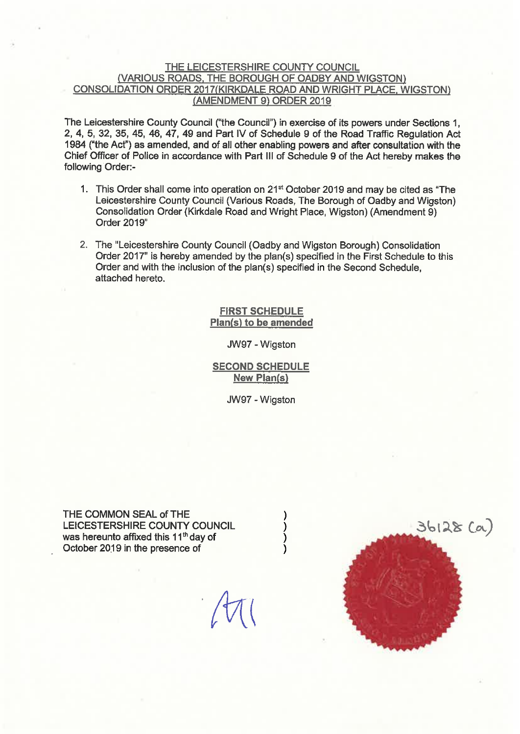# THE LEICESTERSHIRE COUNTY COUNCIL (VARIOUS ROADS, THE BOROUGH OF OADBY AND WIGSTON) CONSOLIDATION ORDER 2017(KIRKDALE ROAD AND WRIGHT PLACE, WIGSTON) (AMENDMENT 9) ORDER 2019

The Leicestershire County Council ("the Council") in exercise of its powers under Sections 1, 2, 4, 5, 32, 35, 45, 46, 47, 49 and Part IV of Schedule 9 of the Road Traffic Regulation Act 1984 ("the Act") as amended, and of all other enabling powers and after consultation with the Chief Officer of Police in accordance with Part III of Schedule 9 of the Act hereby makes the following Order:-

1. This Order shall come into operation on 21st October 2019 and may be cited as "The Leicestershire County Council (Various Roads, The Borough of Oadby and Wigston) Consolidation Order (Kirkdale Road and Wright Place, Wigston) (Amendment 9) Order 2019"
2. The "Leicestershire County Council (Oadby and Wigston Borough) Consolidation Order 2017" is hereby amended by the plan(s) specified in the First Schedule to this Order and with the inclusion of the plan(s) specified in the Second Schedule, attached hereto.

## FIRST SCHEDULE
## Plan(s) to be amended

JW97 - Wigston

## SECOND SCHEDULE
## New Plan(s)

JW97 - Wigston

THE COMMON SEAL of THE LEICESTERSHIRE COUNTY COUNCIL was hereunto affixed this 11th day of October 2019 in the presence of )

36128 (a)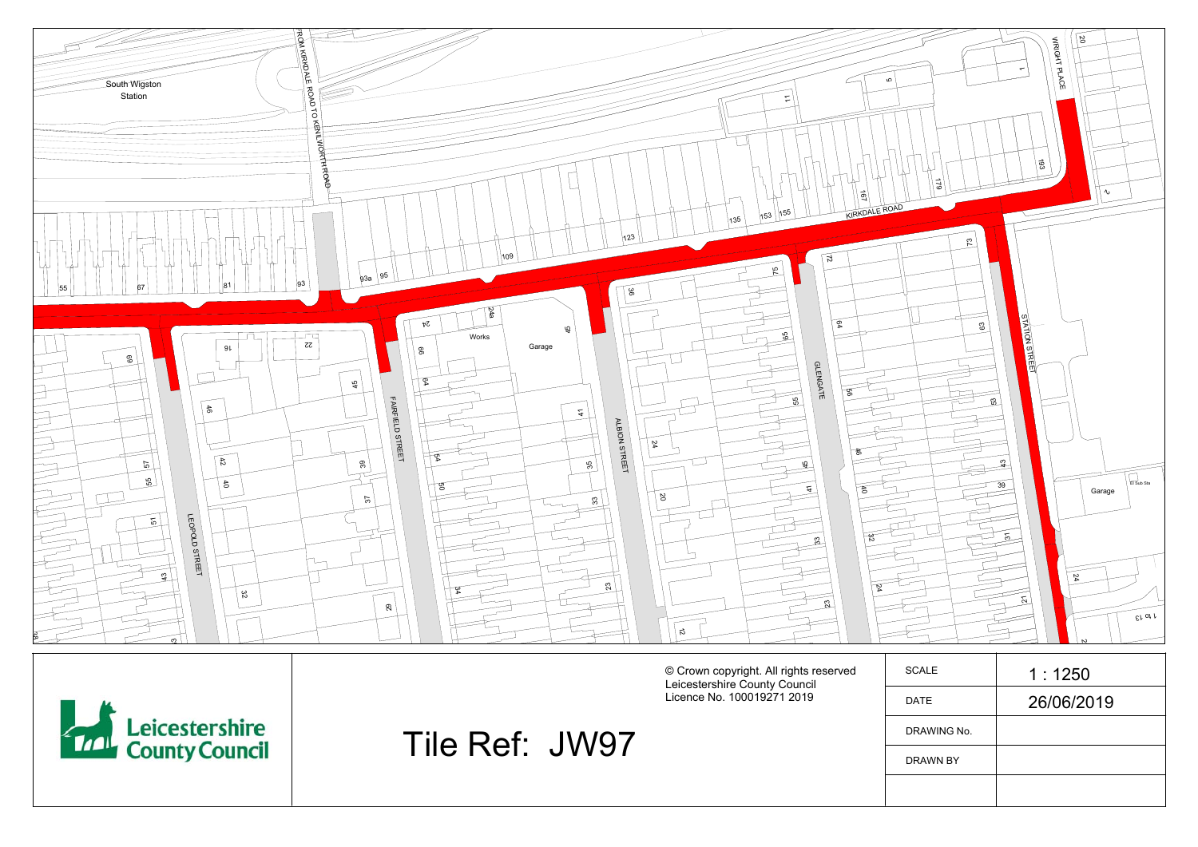South Wigston Station

FROM KIRKDALE ROAD TO KENILWORTH ROAD

KIRKDALE ROAD

WRIGHT PLACE

STATION STREET

GLENGATE

ALBION STREET

FAIRFIELD STREET

LEOPOLD STREET

Works

Garage

Garage

El Sub Sta

© Crown copyright. All rights reserved
Leicestershire County Council
Licence No. 100019271 2019

**Leicestershire County Council**

# Tile Ref: JW97

| SCALE | 1 : 1250 |
| --- | --- |
| DATE | 26/06/2019 |
| DRAWING No. | |
| DRAWN BY | |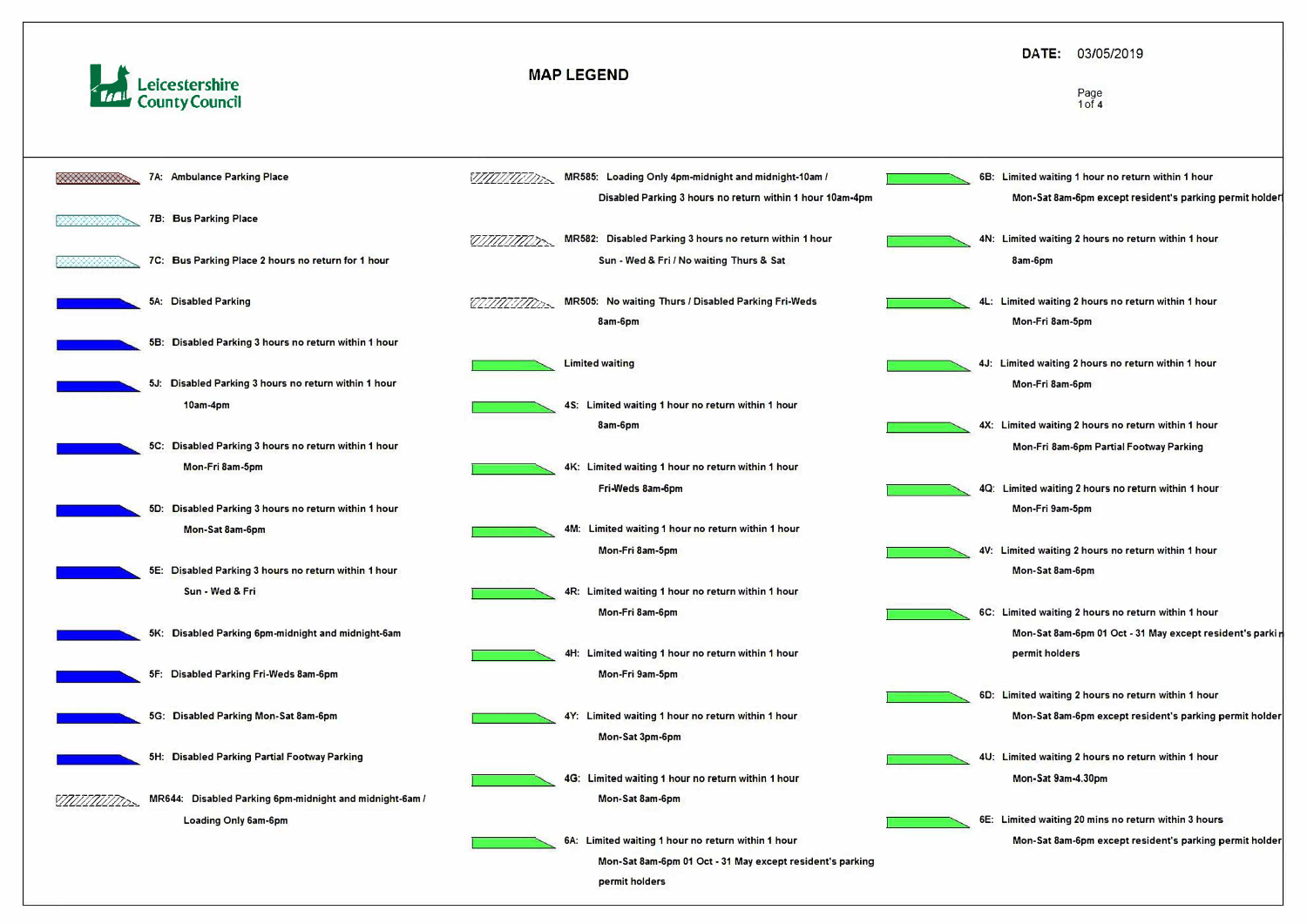Leicestershire County Council

# MAP LEGEND

**DATE:** 03/05/2019

- 7A: Ambulance Parking Place
- 7B: Bus Parking Place
- 7C: Bus Parking Place 2 hours no return for 1 hour
- 5A: Disabled Parking
- 5B: Disabled Parking 3 hours no return within 1 hour
- 5J: Disabled Parking 3 hours no return within 1 hour 10am-4pm
- 5C: Disabled Parking 3 hours no return within 1 hour Mon-Fri 8am-5pm
- 5D: Disabled Parking 3 hours no return within 1 hour Mon-Sat 8am-6pm
- 5E: Disabled Parking 3 hours no return within 1 hour Sun - Wed & Fri
- 5K: Disabled Parking 6pm-midnight and midnight-6am
- 5F: Disabled Parking Fri-Weds 8am-6pm
- 5G: Disabled Parking Mon-Sat 8am-6pm
- 5H: Disabled Parking Partial Footway Parking
- MR644: Disabled Parking 6pm-midnight and midnight-6am / Loading Only 6am-6pm
- MR585: Loading Only 4pm-midnight and midnight-10am / Disabled Parking 3 hours no return within 1 hour 10am-4pm
- MR582: Disabled Parking 3 hours no return within 1 hour Sun - Wed & Fri / No waiting Thurs & Sat
- MR505: No waiting Thurs / Disabled Parking Fri-Weds 8am-6pm
- Limited waiting
- 4S: Limited waiting 1 hour no return within 1 hour 8am-6pm
- 4K: Limited waiting 1 hour no return within 1 hour Fri-Weds 8am-6pm
- 4M: Limited waiting 1 hour no return within 1 hour Mon-Fri 8am-5pm
- 4R: Limited waiting 1 hour no return within 1 hour Mon-Fri 8am-6pm
- 4H: Limited waiting 1 hour no return within 1 hour Mon-Fri 9am-5pm
- 4Y: Limited waiting 1 hour no return within 1 hour Mon-Sat 3pm-6pm
- 4G: Limited waiting 1 hour no return within 1 hour Mon-Sat 8am-6pm
- 6A: Limited waiting 1 hour no return within 1 hour Mon-Sat 8am-6pm 01 Oct - 31 May except resident's parking permit holders
- 6B: Limited waiting 1 hour no return within 1 hour Mon-Sat 8am-6pm except resident's parking permit holder
- 4N: Limited waiting 2 hours no return within 1 hour 8am-6pm
- 4L: Limited waiting 2 hours no return within 1 hour Mon-Fri 8am-5pm
- 4J: Limited waiting 2 hours no return within 1 hour Mon-Fri 8am-6pm
- 4X: Limited waiting 2 hours no return within 1 hour Mon-Fri 8am-6pm Partial Footway Parking
- 4Q: Limited waiting 2 hours no return within 1 hour Mon-Fri 9am-5pm
- 4V: Limited waiting 2 hours no return within 1 hour Mon-Sat 8am-6pm
- 6C: Limited waiting 2 hours no return within 1 hour Mon-Sat 8am-6pm 01 Oct - 31 May except resident's parking permit holders
- 6D: Limited waiting 2 hours no return within 1 hour Mon-Sat 8am-6pm except resident's parking permit holder
- 4U: Limited waiting 2 hours no return within 1 hour Mon-Sat 9am-4.30pm
- 6E: Limited waiting 20 mins no return within 3 hours Mon-Sat 8am-6pm except resident's parking permit holder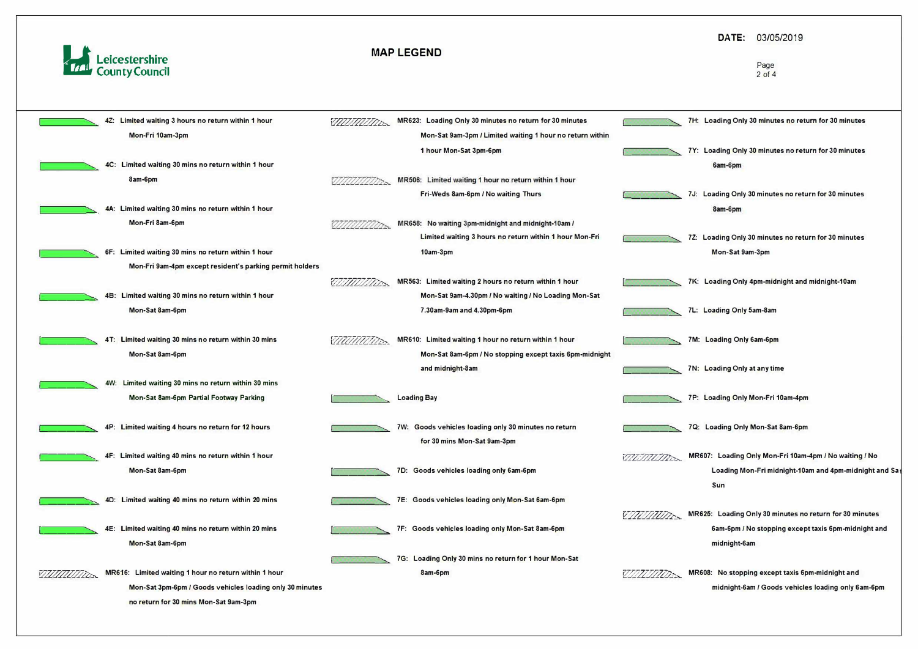**Leicestershire County Council**

# MAP LEGEND

**DATE:** 03/05/2019

- **4Z:** Limited waiting 3 hours no return within 1 hour Mon-Fri 10am-3pm
- **4C:** Limited waiting 30 mins no return within 1 hour 8am-6pm
- **4A:** Limited waiting 30 mins no return within 1 hour Mon-Fri 8am-6pm
- **6F:** Limited waiting 30 mins no return within 1 hour Mon-Fri 9am-4pm except resident's parking permit holders
- **4B:** Limited waiting 30 mins no return within 1 hour Mon-Sat 8am-6pm
- **4T:** Limited waiting 30 mins no return within 30 mins Mon-Sat 8am-6pm
- **4W:** Limited waiting 30 mins no return within 30 mins Mon-Sat 8am-6pm Partial Footway Parking
- **4P:** Limited waiting 4 hours no return for 12 hours
- **4F:** Limited waiting 40 mins no return within 1 hour Mon-Sat 8am-6pm
- **4D:** Limited waiting 40 mins no return within 20 mins
- **4E:** Limited waiting 40 mins no return within 20 mins Mon-Sat 8am-6pm
- **MR616:** Limited waiting 1 hour no return within 1 hour Mon-Sat 3pm-6pm / Goods vehicles loading only 30 minutes no return for 30 mins Mon-Sat 9am-3pm
- **MR623:** Loading Only 30 minutes no return for 30 minutes Mon-Sat 9am-3pm / Limited waiting 1 hour no return within 1 hour Mon-Sat 3pm-6pm
- **MR506:** Limited waiting 1 hour no return within 1 hour Fri-Weds 8am-6pm / No waiting Thurs
- **MR658:** No waiting 3pm-midnight and midnight-10am / Limited waiting 3 hours no return within 1 hour Mon-Fri 10am-3pm
- **MR563:** Limited waiting 2 hours no return within 1 hour Mon-Sat 9am-4.30pm / No waiting / No Loading Mon-Sat 7.30am-9am and 4.30pm-6pm
- **MR610:** Limited waiting 1 hour no return within 1 hour Mon-Sat 8am-6pm / No stopping except taxis 6pm-midnight and midnight-8am
- Loading Bay
- **7W:** Goods vehicles loading only 30 minutes no return for 30 mins Mon-Sat 9am-3pm
- **7D:** Goods vehicles loading only 6am-6pm
- **7E:** Goods vehicles loading only Mon-Sat 6am-6pm
- **7F:** Goods vehicles loading only Mon-Sat 8am-6pm
- **7G:** Loading Only 30 mins no return for 1 hour Mon-Sat 8am-6pm
- **7H:** Loading Only 30 minutes no return for 30 minutes
- **7Y:** Loading Only 30 minutes no return for 30 minutes 6am-6pm
- **7J:** Loading Only 30 minutes no return for 30 minutes 8am-6pm
- **7Z:** Loading Only 30 minutes no return for 30 minutes Mon-Sat 9am-3pm
- **7K:** Loading Only 4pm-midnight and midnight-10am
- **7L:** Loading Only 5am-8am
- **7M:** Loading Only 6am-6pm
- **7N:** Loading Only at any time
- **7P:** Loading Only Mon-Fri 10am-4pm
- **7Q:** Loading Only Mon-Sat 8am-6pm
- **MR607:** Loading Only Mon-Fri 10am-4pm / No waiting / No Loading Mon-Fri midnight-10am and 4pm-midnight and Sat Sun
- **MR625:** Loading Only 30 minutes no return for 30 minutes 6am-6pm / No stopping except taxis 6pm-midnight and midnight-6am
- **MR608:** No stopping except taxis 6pm-midnight and midnight-6am / Goods vehicles loading only 6am-6pm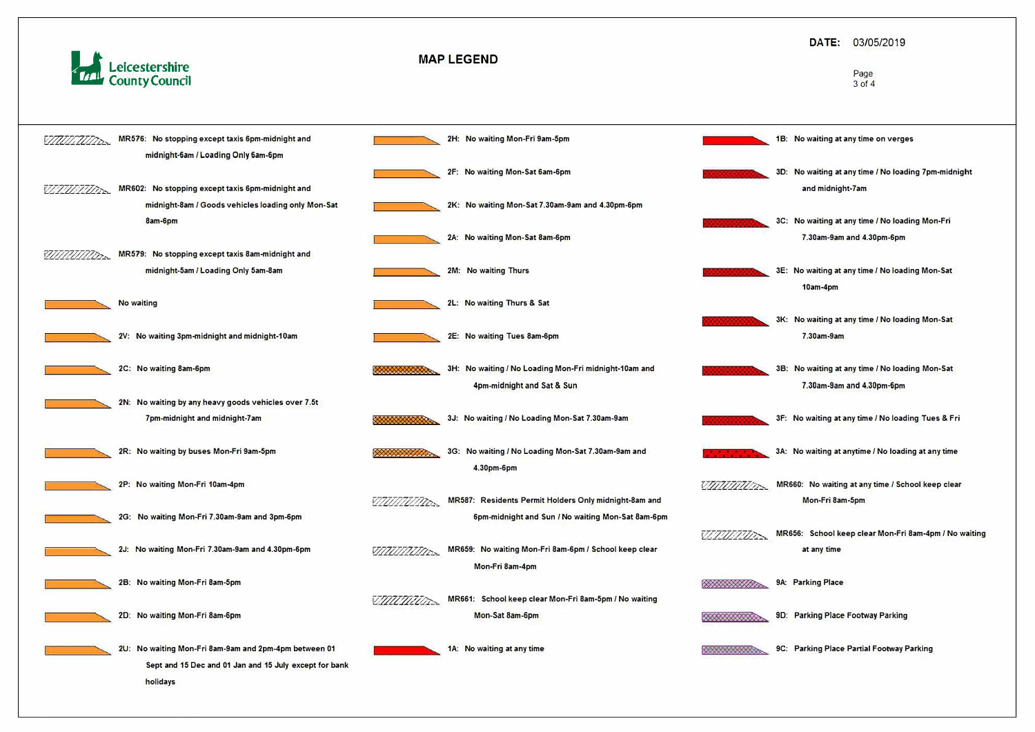Leicestershire County Council

# MAP LEGEND

**DATE:** 03/05/2019

- MR576: No stopping except taxis 6pm-midnight and midnight-6am / Loading Only 6am-6pm
- MR602: No stopping except taxis 6pm-midnight and midnight-8am / Goods vehicles loading only Mon-Sat 8am-6pm
- MR579: No stopping except taxis 8am-midnight and midnight-5am / Loading Only 5am-8am
- No waiting
- 2V: No waiting 3pm-midnight and midnight-10am
- 2C: No waiting 8am-6pm
- 2N: No waiting by any heavy goods vehicles over 7.5t 7pm-midnight and midnight-7am
- 2R: No waiting by buses Mon-Fri 9am-5pm
- 2P: No waiting Mon-Fri 10am-4pm
- 2G: No waiting Mon-Fri 7.30am-9am and 3pm-6pm
- 2J: No waiting Mon-Fri 7.30am-9am and 4.30pm-6pm
- 2B: No waiting Mon-Fri 8am-5pm
- 2D: No waiting Mon-Fri 8am-6pm
- 2U: No waiting Mon-Fri 8am-9am and 2pm-4pm between 01 Sept and 15 Dec and 01 Jan and 15 July except for bank holidays
- 2H: No waiting Mon-Fri 9am-5pm
- 2F: No waiting Mon-Sat 6am-6pm
- 2K: No waiting Mon-Sat 7.30am-9am and 4.30pm-6pm
- 2A: No waiting Mon-Sat 8am-6pm
- 2M: No waiting Thurs
- 2L: No waiting Thurs & Sat
- 2E: No waiting Tues 8am-6pm
- 3H: No waiting / No Loading Mon-Fri midnight-10am and 4pm-midnight and Sat & Sun
- 3J: No waiting / No Loading Mon-Sat 7.30am-9am
- 3G: No waiting / No Loading Mon-Sat 7.30am-9am and 4.30pm-6pm
- MR587: Residents Permit Holders Only midnight-8am and 6pm-midnight and Sun / No waiting Mon-Sat 8am-6pm
- MR659: No waiting Mon-Fri 8am-6pm / School keep clear Mon-Fri 8am-4pm
- MR661: School keep clear Mon-Fri 8am-5pm / No waiting Mon-Sat 8am-6pm
- 1A: No waiting at any time
- 1B: No waiting at any time on verges
- 3D: No waiting at any time / No loading 7pm-midnight and midnight-7am
- 3C: No waiting at any time / No loading Mon-Fri 7.30am-9am and 4.30pm-6pm
- 3E: No waiting at any time / No loading Mon-Sat 10am-4pm
- 3K: No waiting at any time / No loading Mon-Sat 7.30am-9am
- 3B: No waiting at any time / No loading Mon-Sat 7.30am-9am and 4.30pm-6pm
- 3F: No waiting at any time / No loading Tues & Fri
- 3A: No waiting at anytime / No loading at any time
- MR660: No waiting at any time / School keep clear Mon-Fri 8am-5pm
- MR656: School keep clear Mon-Fri 8am-4pm / No waiting at any time
- 9A: Parking Place
- 9D: Parking Place Footway Parking
- 9C: Parking Place Partial Footway Parking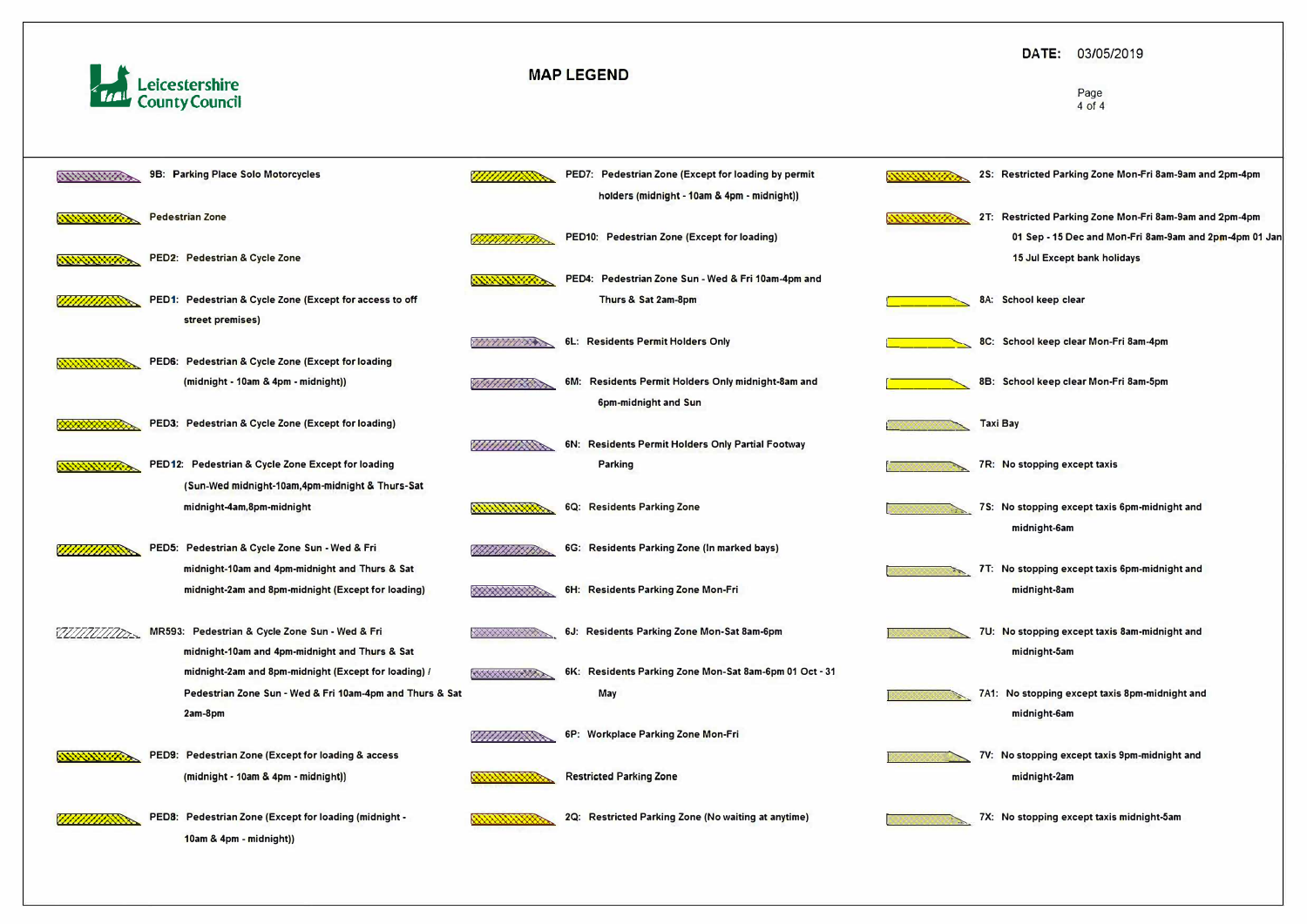# MAP LEGEND

Leicestershire County Council

**DATE:** 03/05/2019

- 9B: Parking Place Solo Motorcycles
- Pedestrian Zone
- PED2: Pedestrian & Cycle Zone
- PED1: Pedestrian & Cycle Zone (Except for access to off street premises)
- PED6: Pedestrian & Cycle Zone (Except for loading (midnight - 10am & 4pm - midnight))
- PED3: Pedestrian & Cycle Zone (Except for loading)
- PED12: Pedestrian & Cycle Zone Except for loading (Sun-Wed midnight-10am,4pm-midnight & Thurs-Sat midnight-4am,8pm-midnight
- PED5: Pedestrian & Cycle Zone Sun - Wed & Fri midnight-10am and 4pm-midnight and Thurs & Sat midnight-2am and 8pm-midnight (Except for loading)
- MR593: Pedestrian & Cycle Zone Sun - Wed & Fri midnight-10am and 4pm-midnight and Thurs & Sat midnight-2am and 8pm-midnight (Except for loading) / Pedestrian Zone Sun - Wed & Fri 10am-4pm and Thurs & Sat 2am-8pm
- PED9: Pedestrian Zone (Except for loading & access (midnight - 10am & 4pm - midnight))
- PED8: Pedestrian Zone (Except for loading (midnight - 10am & 4pm - midnight))
- PED7: Pedestrian Zone (Except for loading by permit holders (midnight - 10am & 4pm - midnight))
- PED10: Pedestrian Zone (Except for loading)
- PED4: Pedestrian Zone Sun - Wed & Fri 10am-4pm and Thurs & Sat 2am-8pm
- 6L: Residents Permit Holders Only
- 6M: Residents Permit Holders Only midnight-8am and 6pm-midnight and Sun
- 6N: Residents Permit Holders Only Partial Footway Parking
- 6Q: Residents Parking Zone
- 6G: Residents Parking Zone (In marked bays)
- 6H: Residents Parking Zone Mon-Fri
- 6J: Residents Parking Zone Mon-Sat 8am-6pm
- 6K: Residents Parking Zone Mon-Sat 8am-6pm 01 Oct - 31 May
- 6P: Workplace Parking Zone Mon-Fri
- Restricted Parking Zone
- 2Q: Restricted Parking Zone (No waiting at anytime)
- 2S: Restricted Parking Zone Mon-Fri 8am-9am and 2pm-4pm
- 2T: Restricted Parking Zone Mon-Fri 8am-9am and 2pm-4pm 01 Sep - 15 Dec and Mon-Fri 8am-9am and 2pm-4pm 01 Jan 15 Jul Except bank holidays
- 8A: School keep clear
- 8C: School keep clear Mon-Fri 8am-4pm
- 8B: School keep clear Mon-Fri 8am-5pm
- Taxi Bay
- 7R: No stopping except taxis
- 7S: No stopping except taxis 6pm-midnight and midnight-6am
- 7T: No stopping except taxis 6pm-midnight and midnight-8am
- 7U: No stopping except taxis 8am-midnight and midnight-5am
- 7A1: No stopping except taxis 8pm-midnight and midnight-6am
- 7V: No stopping except taxis 9pm-midnight and midnight-2am
- 7X: No stopping except taxis midnight-5am